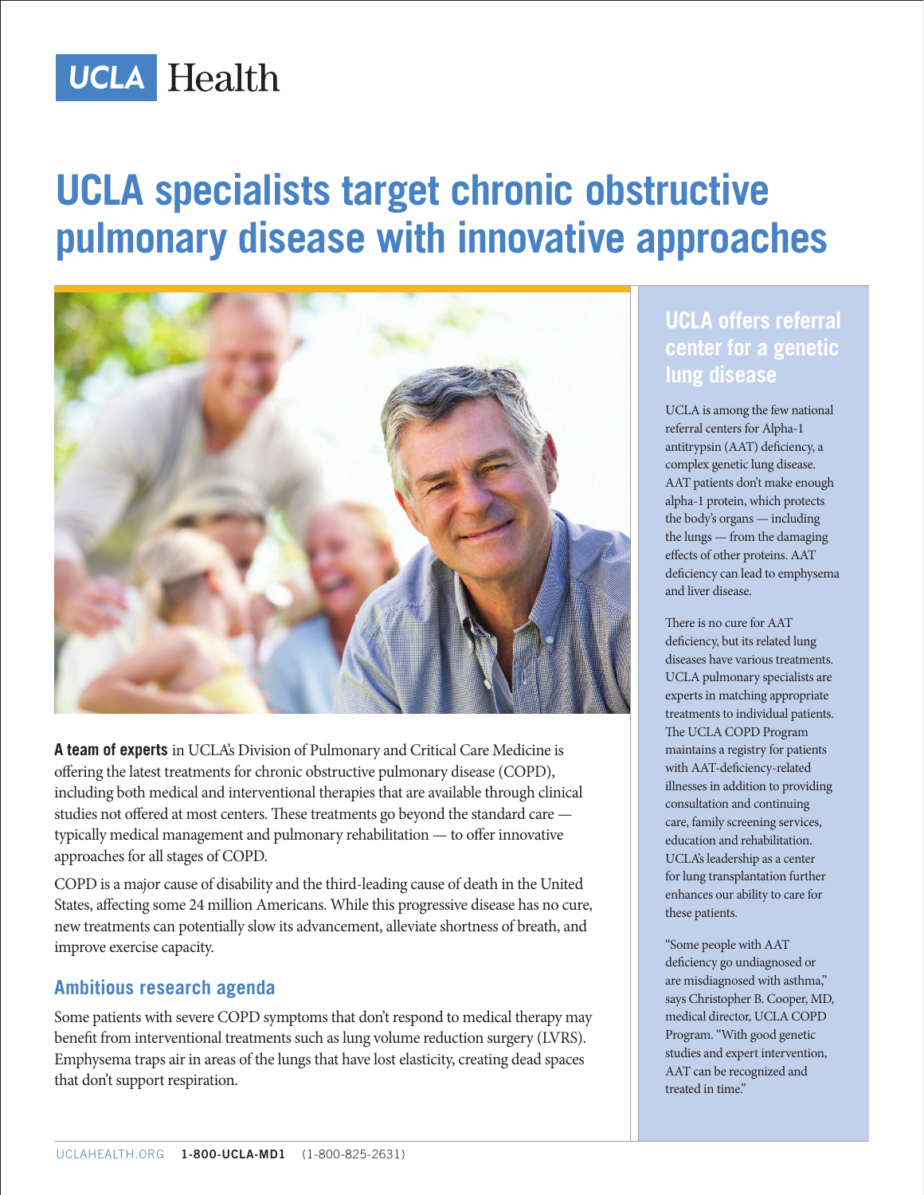# UCLA specialists target chronic obstructive pulmonary disease with innovative approaches

**A team of experts** in UCLA's Division of Pulmonary and Critical Care Medicine is offering the latest treatments for chronic obstructive pulmonary disease (COPD), including both medical and interventional therapies that are available through clinical studies not offered at most centers. These treatments go beyond the standard care — typically medical management and pulmonary rehabilitation — to offer innovative approaches for all stages of COPD.

COPD is a major cause of disability and the third-leading cause of death in the United States, affecting some 24 million Americans. While this progressive disease has no cure, new treatments can potentially slow its advancement, alleviate shortness of breath, and improve exercise capacity.

## Ambitious research agenda

Some patients with severe COPD symptoms that don't respond to medical therapy may benefit from interventional treatments such as lung volume reduction surgery (LVRS). Emphysema traps air in areas of the lungs that have lost elasticity, creating dead spaces that don't support respiration.

## UCLA offers referral center for a genetic lung disease

UCLA is among the few national referral centers for Alpha-1 antitrypsin (AAT) deficiency, a complex genetic lung disease. AAT patients don't make enough alpha-1 protein, which protects the body's organs — including the lungs — from the damaging effects of other proteins. AAT deficiency can lead to emphysema and liver disease.

There is no cure for AAT deficiency, but its related lung diseases have various treatments. UCLA pulmonary specialists are experts in matching appropriate treatments to individual patients. The UCLA COPD Program maintains a registry for patients with AAT-deficiency-related illnesses in addition to providing consultation and continuing care, family screening services, education and rehabilitation. UCLA's leadership as a center for lung transplantation further enhances our ability to care for these patients.

"Some people with AAT deficiency go undiagnosed or are misdiagnosed with asthma," says Christopher B. Cooper, MD, medical director, UCLA COPD Program. "With good genetic studies and expert intervention, AAT can be recognized and treated in time."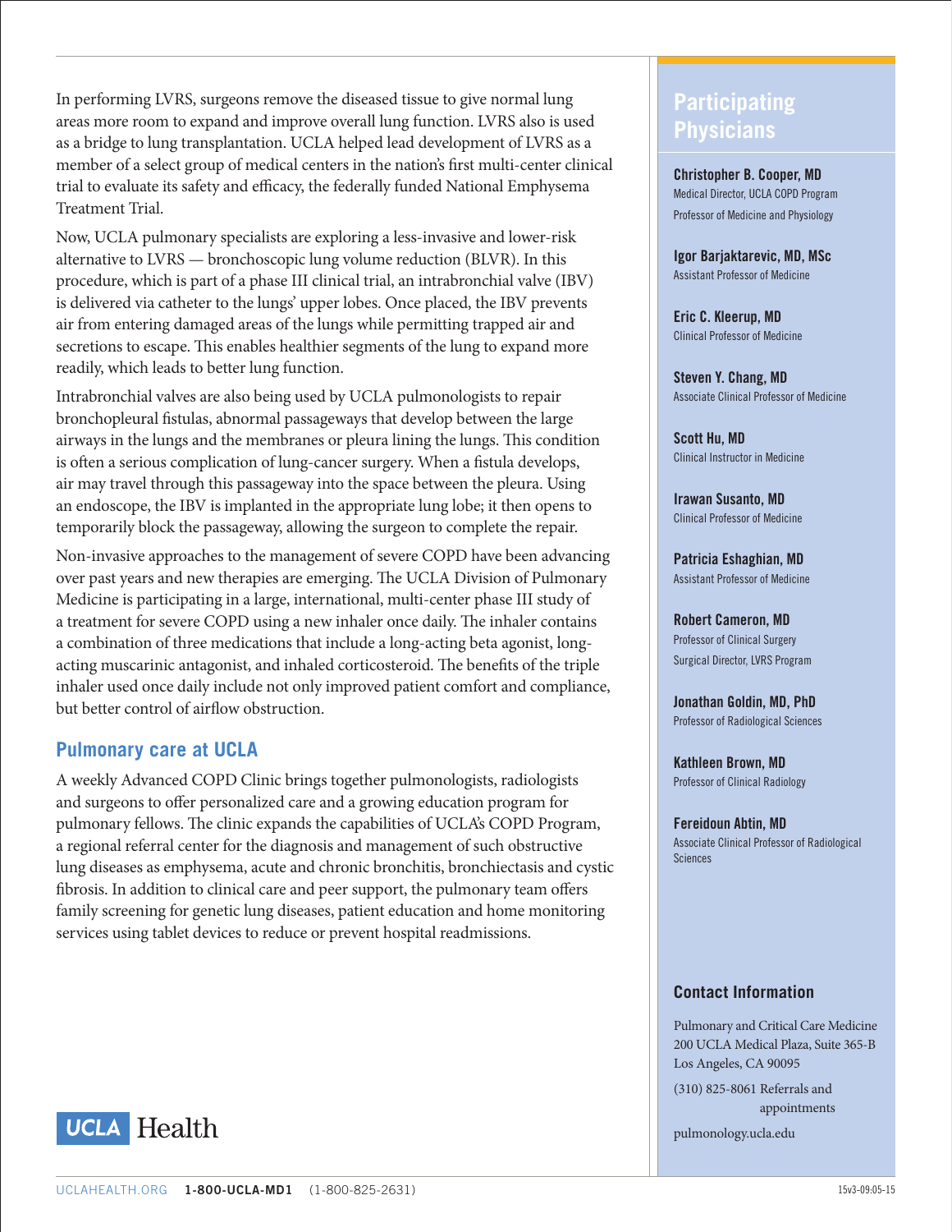In performing LVRS, surgeons remove the diseased tissue to give normal lung areas more room to expand and improve overall lung function. LVRS also is used as a bridge to lung transplantation. UCLA helped lead development of LVRS as a member of a select group of medical centers in the nation's first multi-center clinical trial to evaluate its safety and efficacy, the federally funded National Emphysema Treatment Trial.

Now, UCLA pulmonary specialists are exploring a less-invasive and lower-risk alternative to LVRS — bronchoscopic lung volume reduction (BLVR). In this procedure, which is part of a phase III clinical trial, an intrabronchial valve (IBV) is delivered via catheter to the lungs' upper lobes. Once placed, the IBV prevents air from entering damaged areas of the lungs while permitting trapped air and secretions to escape. This enables healthier segments of the lung to expand more readily, which leads to better lung function.

Intrabronchial valves are also being used by UCLA pulmonologists to repair bronchopleural fistulas, abnormal passageways that develop between the large airways in the lungs and the membranes or pleura lining the lungs. This condition is often a serious complication of lung-cancer surgery. When a fistula develops, air may travel through this passageway into the space between the pleura. Using an endoscope, the IBV is implanted in the appropriate lung lobe; it then opens to temporarily block the passageway, allowing the surgeon to complete the repair.

Non-invasive approaches to the management of severe COPD have been advancing over past years and new therapies are emerging. The UCLA Division of Pulmonary Medicine is participating in a large, international, multi-center phase III study of a treatment for severe COPD using a new inhaler once daily. The inhaler contains a combination of three medications that include a long-acting beta agonist, long-acting muscarinic antagonist, and inhaled corticosteroid. The benefits of the triple inhaler used once daily include not only improved patient comfort and compliance, but better control of airflow obstruction.

## Pulmonary care at UCLA

A weekly Advanced COPD Clinic brings together pulmonologists, radiologists and surgeons to offer personalized care and a growing education program for pulmonary fellows. The clinic expands the capabilities of UCLA's COPD Program, a regional referral center for the diagnosis and management of such obstructive lung diseases as emphysema, acute and chronic bronchitis, bronchiectasis and cystic fibrosis. In addition to clinical care and peer support, the pulmonary team offers family screening for genetic lung diseases, patient education and home monitoring services using tablet devices to reduce or prevent hospital readmissions.

## Participating Physicians

**Christopher B. Cooper, MD**
Medical Director, UCLA COPD Program
Professor of Medicine and Physiology

**Igor Barjaktarevic, MD, MSc**
Assistant Professor of Medicine

**Eric C. Kleerup, MD**
Clinical Professor of Medicine

**Steven Y. Chang, MD**
Associate Clinical Professor of Medicine

**Scott Hu, MD**
Clinical Instructor in Medicine

**Irawan Susanto, MD**
Clinical Professor of Medicine

**Patricia Eshaghian, MD**
Assistant Professor of Medicine

**Robert Cameron, MD**
Professor of Clinical Surgery
Surgical Director, LVRS Program

**Jonathan Goldin, MD, PhD**
Professor of Radiological Sciences

**Kathleen Brown, MD**
Professor of Clinical Radiology

**Fereidoun Abtin, MD**
Associate Clinical Professor of Radiological Sciences

### Contact Information

Pulmonary and Critical Care Medicine
200 UCLA Medical Plaza, Suite 365-B
Los Angeles, CA 90095

(310) 825-8061 Referrals and appointments

pulmonology.ucla.edu

UCLA Health

UCLAHEALTH.ORG **1-800-UCLA-MD1** (1-800-825-2631)

15v3-09:05-15